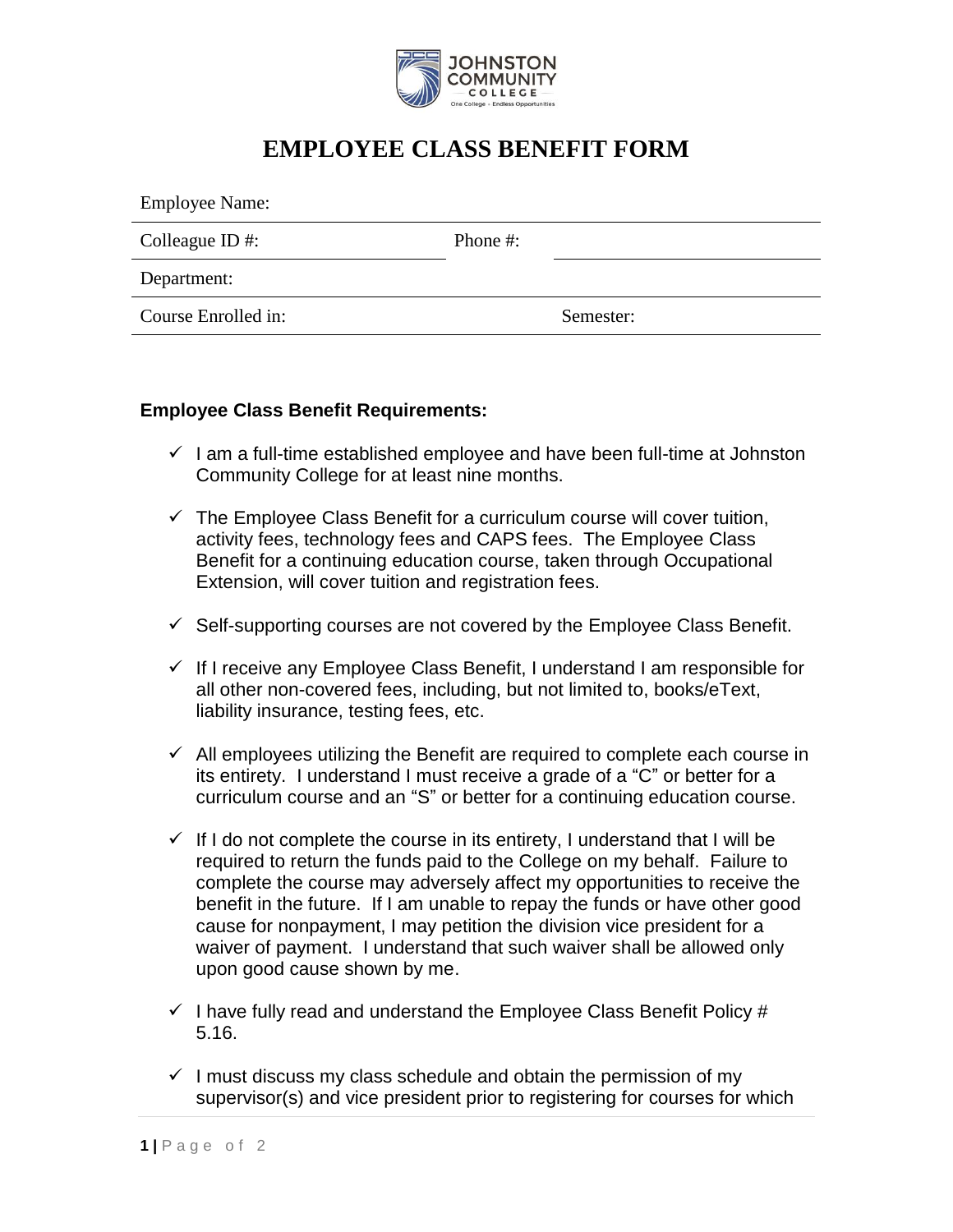# EMPLOYEE CLASS BENEFIT FORM

Employee Name:

Colleague ID #: Phone #:

Department:

Course Enrolled in: Semester:

**Employee Class Benefit Requirements:**

- ✓ I am a full-time established employee and have been full-time at Johnston Community College for at least nine months.
- ✓ The Employee Class Benefit for a curriculum course will cover tuition, activity fees, technology fees and CAPS fees. The Employee Class Benefit for a continuing education course, taken through Occupational Extension, will cover tuition and registration fees.
- ✓ Self-supporting courses are not covered by the Employee Class Benefit.
- ✓ If I receive any Employee Class Benefit, I understand I am responsible for all other non-covered fees, including, but not limited to, books/eText, liability insurance, testing fees, etc.
- ✓ All employees utilizing the Benefit are required to complete each course in its entirety. I understand I must receive a grade of a "C" or better for a curriculum course and an "S" or better for a continuing education course.
- ✓ If I do not complete the course in its entirety, I understand that I will be required to return the funds paid to the College on my behalf. Failure to complete the course may adversely affect my opportunities to receive the benefit in the future. If I am unable to repay the funds or have other good cause for nonpayment, I may petition the division vice president for a waiver of payment. I understand that such waiver shall be allowed only upon good cause shown by me.
- ✓ I have fully read and understand the Employee Class Benefit Policy # 5.16.
- ✓ I must discuss my class schedule and obtain the permission of my supervisor(s) and vice president prior to registering for courses for which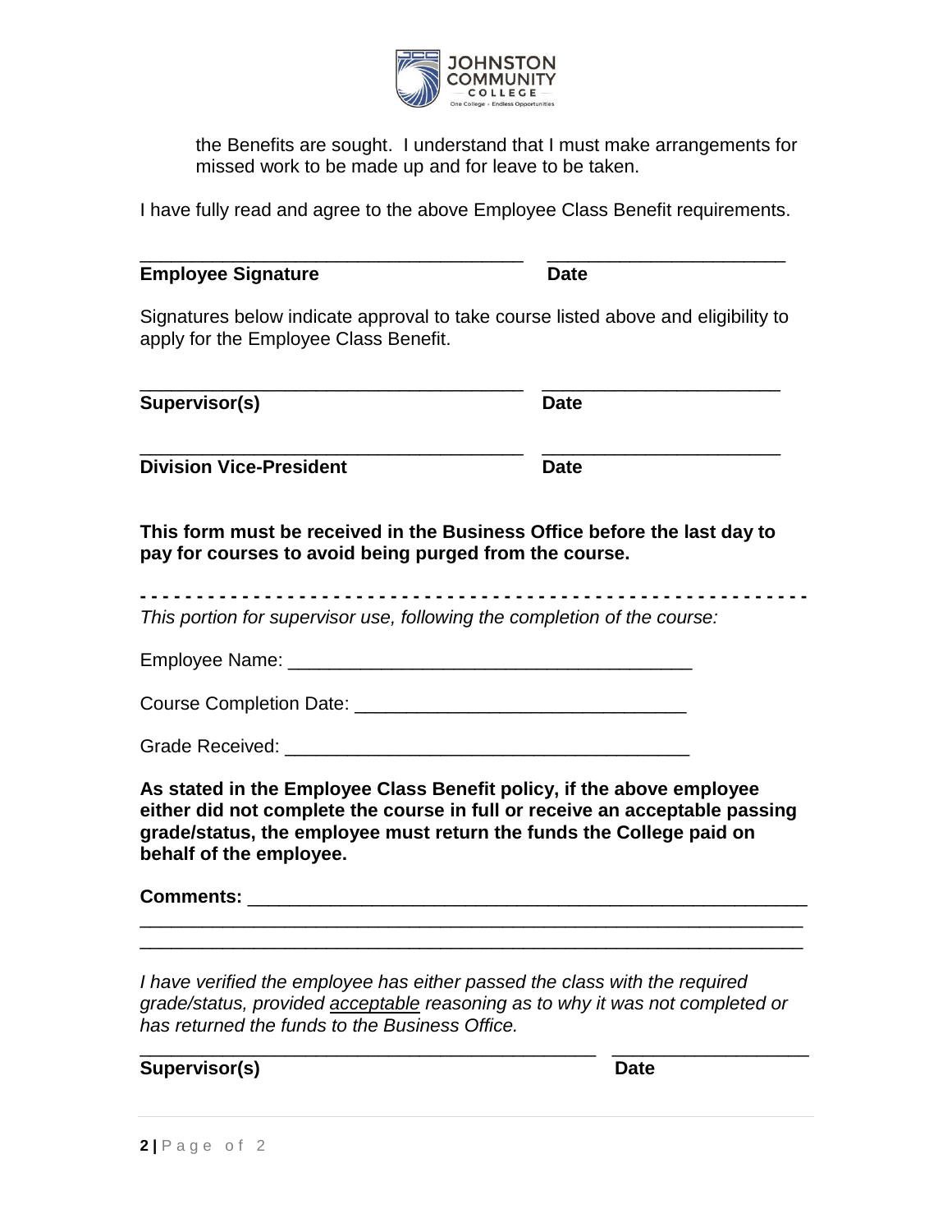the Benefits are sought. I understand that I must make arrangements for missed work to be made up and for leave to be taken.

I have fully read and agree to the above Employee Class Benefit requirements.

_____________________________________ _______________________

**Employee Signature** **Date**

Signatures below indicate approval to take course listed above and eligibility to apply for the Employee Class Benefit.

_____________________________________ _______________________

**Supervisor(s)** **Date**

_____________________________________ _______________________

**Division Vice-President** **Date**

**This form must be received in the Business Office before the last day to pay for courses to avoid being purged from the course.**

**- - - - - - - - - - - - - - - - - - - - - - - - - - - - - - - - - - - - - - - - - - - - - - - - - - - - - - - - - - - - - - -**

*This portion for supervisor use, following the completion of the course:*

Employee Name: _______________________________________

Course Completion Date: ________________________________

Grade Received: _______________________________________

**As stated in the Employee Class Benefit policy, if the above employee either did not complete the course in full or receive an acceptable passing grade/status, the employee must return the funds the College paid on behalf of the employee.**

**Comments:** ______________________________________________________

_________________________________________________________________

_________________________________________________________________

*I have verified the employee has either passed the class with the required grade/status, provided <u>acceptable</u> reasoning as to why it was not completed or has returned the funds to the Business Office.*

____________________________________________ ___________________

**Supervisor(s)** **Date**